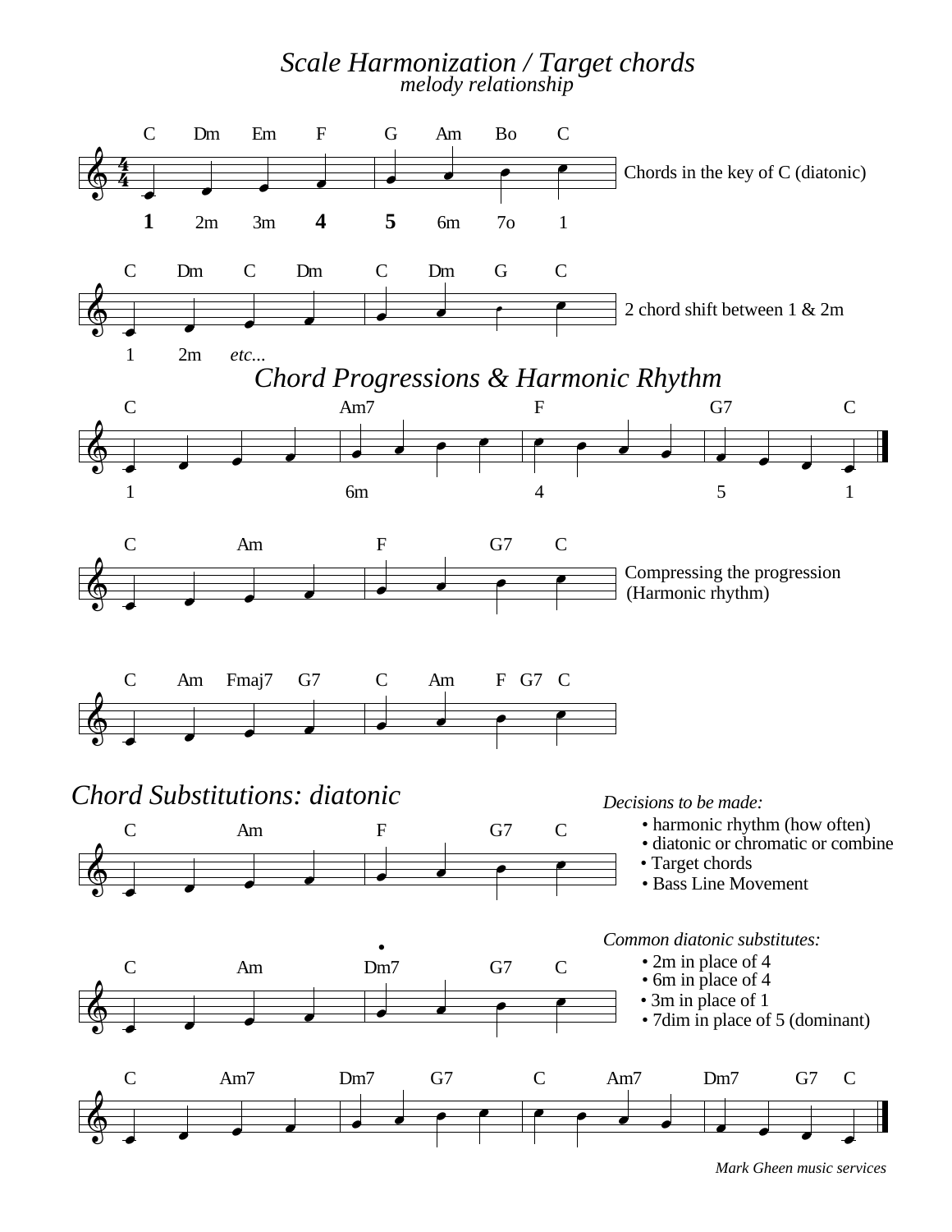# *Scale Harmonization / Target chords*

*melody relationship*

C Dm Em F G Am Bo C

Chords in the key of C (diatonic)

**1** 2m 3m **4** **5** 6m 7o 1

C Dm C Dm C Dm G C

2 chord shift between 1 & 2m

1 2m *etc...*

## *Chord Progressions & Harmonic Rhythm*

C Am7 F G7 C

1 6m 4 5 1

C Am F G7 C

Compressing the progression
(Harmonic rhythm)

C Am Fmaj7 G7 C Am F G7 C

## *Chord Substitutions: diatonic*

C Am F G7 C

*Decisions to be made:*

- harmonic rhythm (how often)
- diatonic or chromatic or combine
- Target chords
- Bass Line Movement

C Am Dm7 G7 C

*Common diatonic substitutes:*

- 2m in place of 4
- 6m in place of 4
- 3m in place of 1
- 7dim in place of 5 (dominant)

C Am7 Dm7 G7 C Am7 Dm7 G7 C

*Mark Gheen music services*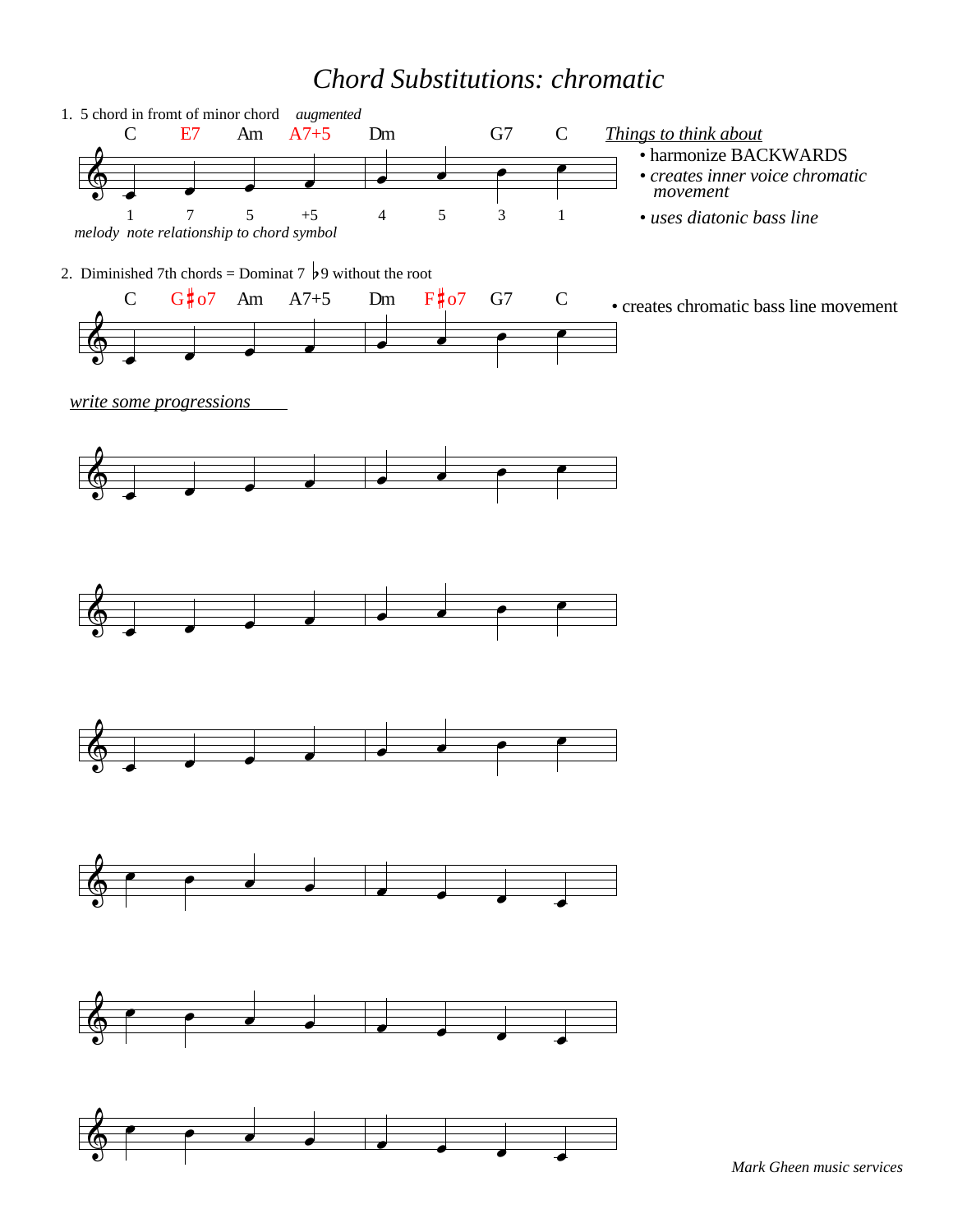# *Chord Substitutions: chromatic*

1. 5 chord in fromt of minor chord *augmented*

C | E7 | Am | A7+5 | Dm | | G7 | C

1 | 7 | 5 | +5 | 4 | 5 | 3 | 1

*melody note relationship to chord symbol*

*Things to think about*

- harmonize BACKWARDS
- *creates inner voice chromatic movement*
- *uses diatonic bass line*

2. Diminished 7th chords = Dominat 7 ♭9 without the root

C | G♯o7 | Am | A7+5 | Dm | F♯o7 | G7 | C

- creates chromatic bass line movement

*write some progressions*

*Mark Gheen music services*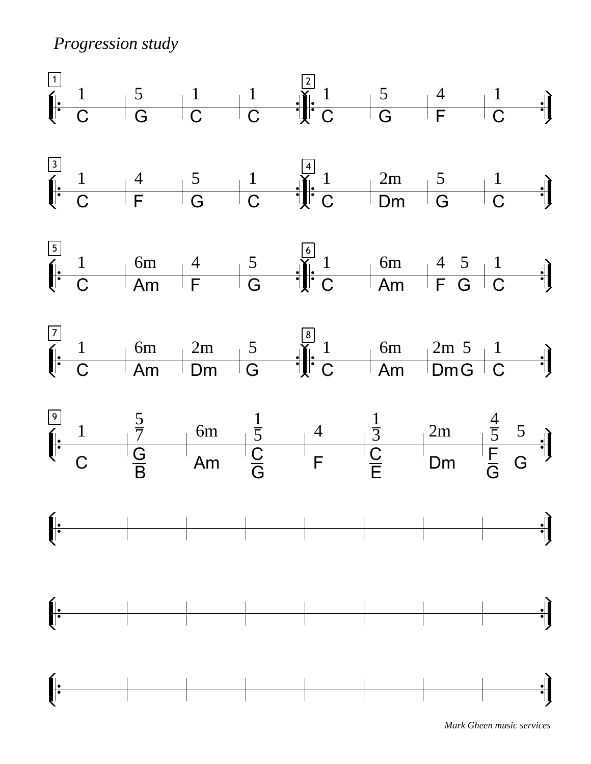*Progression study*

**1**

| 1 | 5 | 1 | 1 |
|---|---|---|---|
| C | G | C | C |

**2**

| 1 | 5 | 4 | 1 |
|---|---|---|---|
| C | G | F | C |

**3**

| 1 | 4 | 5 | 1 |
|---|---|---|---|
| C | F | G | C |

**4**

| 1 | 2m | 5 | 1 |
|---|---|---|---|
| C | Dm | G | C |

**5**

| 1 | 6m | 4 | 5 |
|---|---|---|---|
| C | Am | F | G |

**6**

| 1 | 6m | 4 5 | 1 |
|---|---|---|---|
| C | Am | F G | C |

**7**

| 1 | 6m | 2m | 5 |
|---|---|---|---|
| C | Am | Dm | G |

**8**

| 1 | 6m | 2m 5 | 1 |
|---|---|---|---|
| C | Am | Dm G | C |

**9**

| 1 | 5/7 | 6m | 1/5 | 4 | 1/3 | 2m | 4/5 5 |
|---|---|---|---|---|---|---|---|
| C | G/B | Am | C/G | F | C/E | Dm | F/G G |

*Mark Gheen music services*